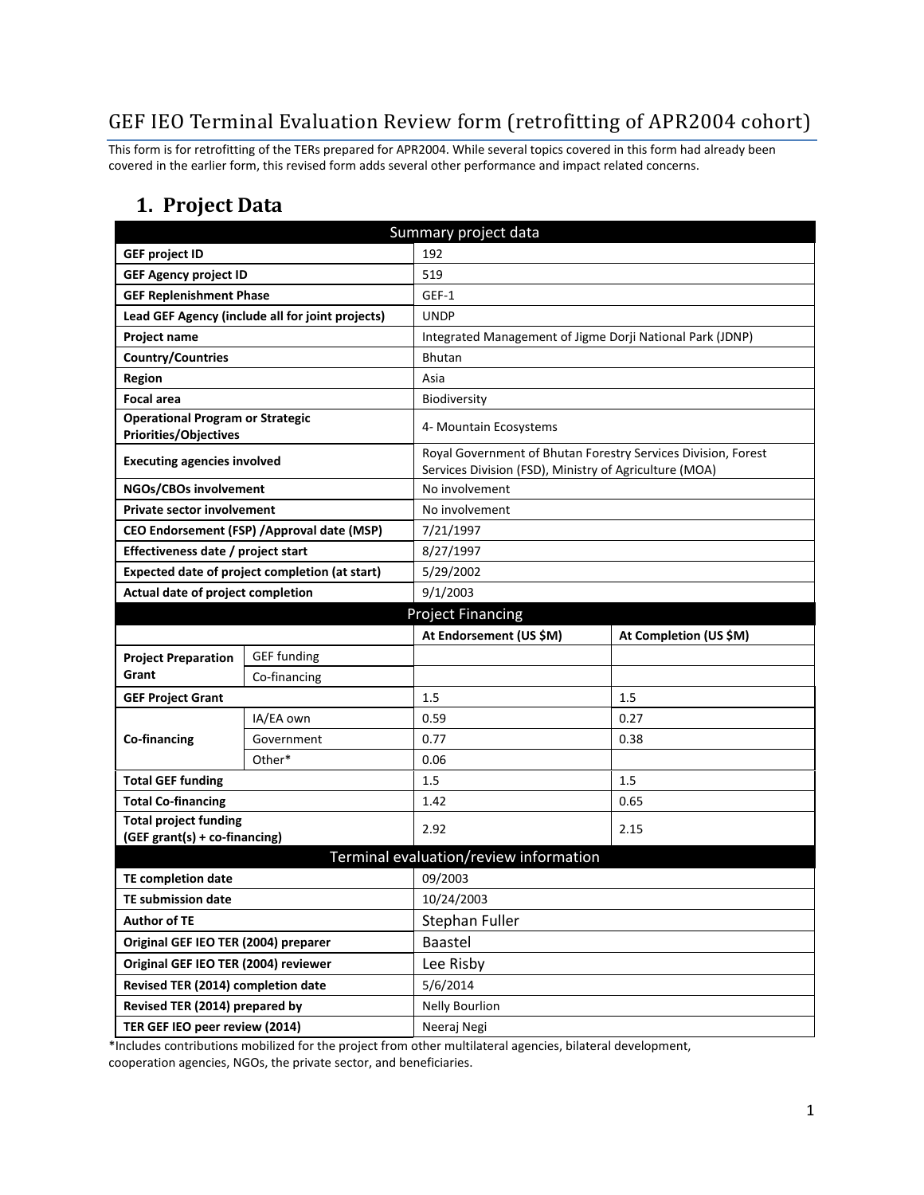# GEF IEO Terminal Evaluation Review form (retrofitting of APR2004 cohort)

This form is for retrofitting of the TERs prepared for APR2004. While several topics covered in this form had already been covered in the earlier form, this revised form adds several other performance and impact related concerns.

## 1. Project Data

| Summary project data | | | |
|---|---|---|---|
| **GEF project ID** | | 192 | |
| **GEF Agency project ID** | | 519 | |
| **GEF Replenishment Phase** | | GEF-1 | |
| **Lead GEF Agency (include all for joint projects)** | | UNDP | |
| **Project name** | | Integrated Management of Jigme Dorji National Park (JDNP) | |
| **Country/Countries** | | Bhutan | |
| **Region** | | Asia | |
| **Focal area** | | Biodiversity | |
| **Operational Program or Strategic Priorities/Objectives** | | 4- Mountain Ecosystems | |
| **Executing agencies involved** | | Royal Government of Bhutan Forestry Services Division, Forest Services Division (FSD), Ministry of Agriculture (MOA) | |
| **NGOs/CBOs involvement** | | No involvement | |
| **Private sector involvement** | | No involvement | |
| **CEO Endorsement (FSP) /Approval date (MSP)** | | 7/21/1997 | |
| **Effectiveness date / project start** | | 8/27/1997 | |
| **Expected date of project completion (at start)** | | 5/29/2002 | |
| **Actual date of project completion** | | 9/1/2003 | |
| **Project Financing** | | | |
| | | **At Endorsement (US $M)** | **At Completion (US $M)** |
| **Project Preparation Grant** | GEF funding | | |
| | Co-financing | | |
| **GEF Project Grant** | | 1.5 | 1.5 |
| **Co-financing** | IA/EA own | 0.59 | 0.27 |
| | Government | 0.77 | 0.38 |
| | Other* | 0.06 | |
| **Total GEF funding** | | 1.5 | 1.5 |
| **Total Co-financing** | | 1.42 | 0.65 |
| **Total project funding (GEF grant(s) + co-financing)** | | 2.92 | 2.15 |
| **Terminal evaluation/review information** | | | |
| **TE completion date** | | 09/2003 | |
| **TE submission date** | | 10/24/2003 | |
| **Author of TE** | | Stephan Fuller | |
| **Original GEF IEO TER (2004) preparer** | | Baastel | |
| **Original GEF IEO TER (2004) reviewer** | | Lee Risby | |
| **Revised TER (2014) completion date** | | 5/6/2014 | |
| **Revised TER (2014) prepared by** | | Nelly Bourlion | |
| **TER GEF IEO peer review (2014)** | | Neeraj Negi | |

*Includes contributions mobilized for the project from other multilateral agencies, bilateral development, cooperation agencies, NGOs, the private sector, and beneficiaries.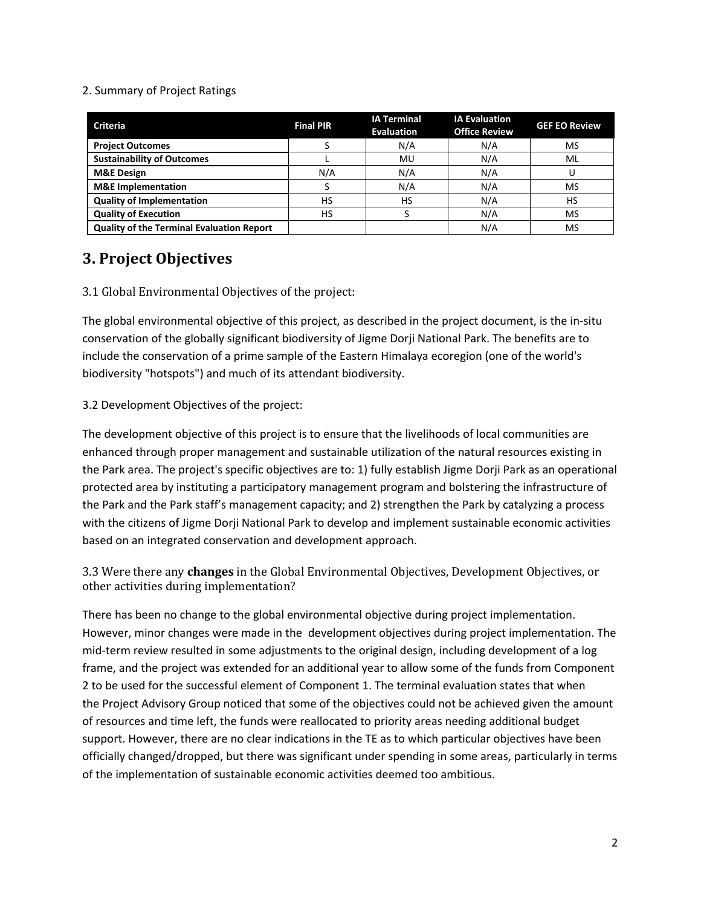2. Summary of Project Ratings

| Criteria | Final PIR | IA Terminal Evaluation | IA Evaluation Office Review | GEF EO Review |
|---|---|---|---|---|
| **Project Outcomes** | S | N/A | N/A | MS |
| **Sustainability of Outcomes** | L | MU | N/A | ML |
| **M&E Design** | N/A | N/A | N/A | U |
| **M&E Implementation** | S | N/A | N/A | MS |
| **Quality of Implementation** | HS | HS | N/A | HS |
| **Quality of Execution** | HS | S | N/A | MS |
| **Quality of the Terminal Evaluation Report** | | | N/A | MS |

# 3. Project Objectives

3.1 Global Environmental Objectives of the project:

The global environmental objective of this project, as described in the project document, is the in-situ conservation of the globally significant biodiversity of Jigme Dorji National Park. The benefits are to include the conservation of a prime sample of the Eastern Himalaya ecoregion (one of the world's biodiversity "hotspots") and much of its attendant biodiversity.

3.2 Development Objectives of the project:

The development objective of this project is to ensure that the livelihoods of local communities are enhanced through proper management and sustainable utilization of the natural resources existing in the Park area. The project's specific objectives are to: 1) fully establish Jigme Dorji Park as an operational protected area by instituting a participatory management program and bolstering the infrastructure of the Park and the Park staff's management capacity; and 2) strengthen the Park by catalyzing a process with the citizens of Jigme Dorji National Park to develop and implement sustainable economic activities based on an integrated conservation and development approach.

3.3 Were there any **changes** in the Global Environmental Objectives, Development Objectives, or other activities during implementation?

There has been no change to the global environmental objective during project implementation. However, minor changes were made in the development objectives during project implementation. The mid-term review resulted in some adjustments to the original design, including development of a log frame, and the project was extended for an additional year to allow some of the funds from Component 2 to be used for the successful element of Component 1. The terminal evaluation states that when the Project Advisory Group noticed that some of the objectives could not be achieved given the amount of resources and time left, the funds were reallocated to priority areas needing additional budget support. However, there are no clear indications in the TE as to which particular objectives have been officially changed/dropped, but there was significant under spending in some areas, particularly in terms of the implementation of sustainable economic activities deemed too ambitious.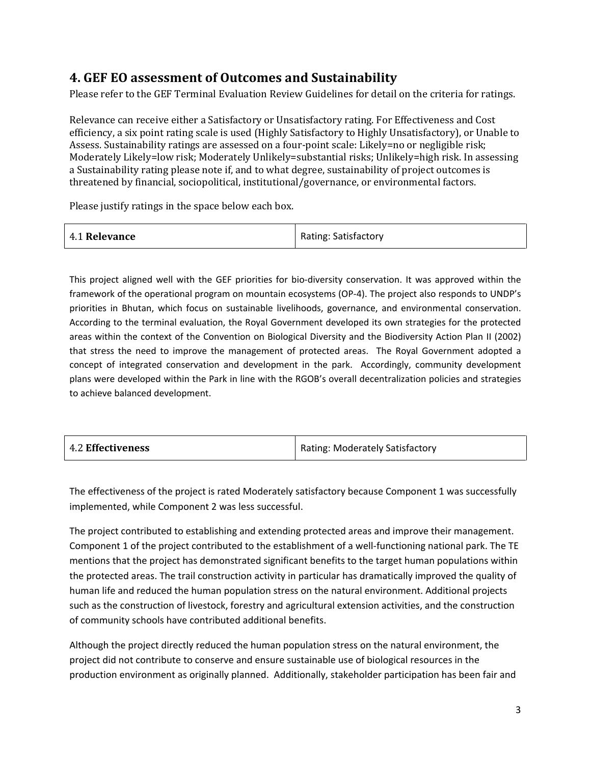## 4. GEF EO assessment of Outcomes and Sustainability

Please refer to the GEF Terminal Evaluation Review Guidelines for detail on the criteria for ratings.

Relevance can receive either a Satisfactory or Unsatisfactory rating. For Effectiveness and Cost efficiency, a six point rating scale is used (Highly Satisfactory to Highly Unsatisfactory), or Unable to Assess. Sustainability ratings are assessed on a four-point scale: Likely=no or negligible risk; Moderately Likely=low risk; Moderately Unlikely=substantial risks; Unlikely=high risk. In assessing a Sustainability rating please note if, and to what degree, sustainability of project outcomes is threatened by financial, sociopolitical, institutional/governance, or environmental factors.

Please justify ratings in the space below each box.

| 4.1 **Relevance** | Rating: Satisfactory |
|---|---|

This project aligned well with the GEF priorities for bio-diversity conservation. It was approved within the framework of the operational program on mountain ecosystems (OP-4). The project also responds to UNDP's priorities in Bhutan, which focus on sustainable livelihoods, governance, and environmental conservation. According to the terminal evaluation, the Royal Government developed its own strategies for the protected areas within the context of the Convention on Biological Diversity and the Biodiversity Action Plan II (2002) that stress the need to improve the management of protected areas. The Royal Government adopted a concept of integrated conservation and development in the park. Accordingly, community development plans were developed within the Park in line with the RGOB's overall decentralization policies and strategies to achieve balanced development.

| 4.2 **Effectiveness** | Rating: Moderately Satisfactory |
|---|---|

The effectiveness of the project is rated Moderately satisfactory because Component 1 was successfully implemented, while Component 2 was less successful.

The project contributed to establishing and extending protected areas and improve their management. Component 1 of the project contributed to the establishment of a well-functioning national park. The TE mentions that the project has demonstrated significant benefits to the target human populations within the protected areas. The trail construction activity in particular has dramatically improved the quality of human life and reduced the human population stress on the natural environment. Additional projects such as the construction of livestock, forestry and agricultural extension activities, and the construction of community schools have contributed additional benefits.

Although the project directly reduced the human population stress on the natural environment, the project did not contribute to conserve and ensure sustainable use of biological resources in the production environment as originally planned. Additionally, stakeholder participation has been fair and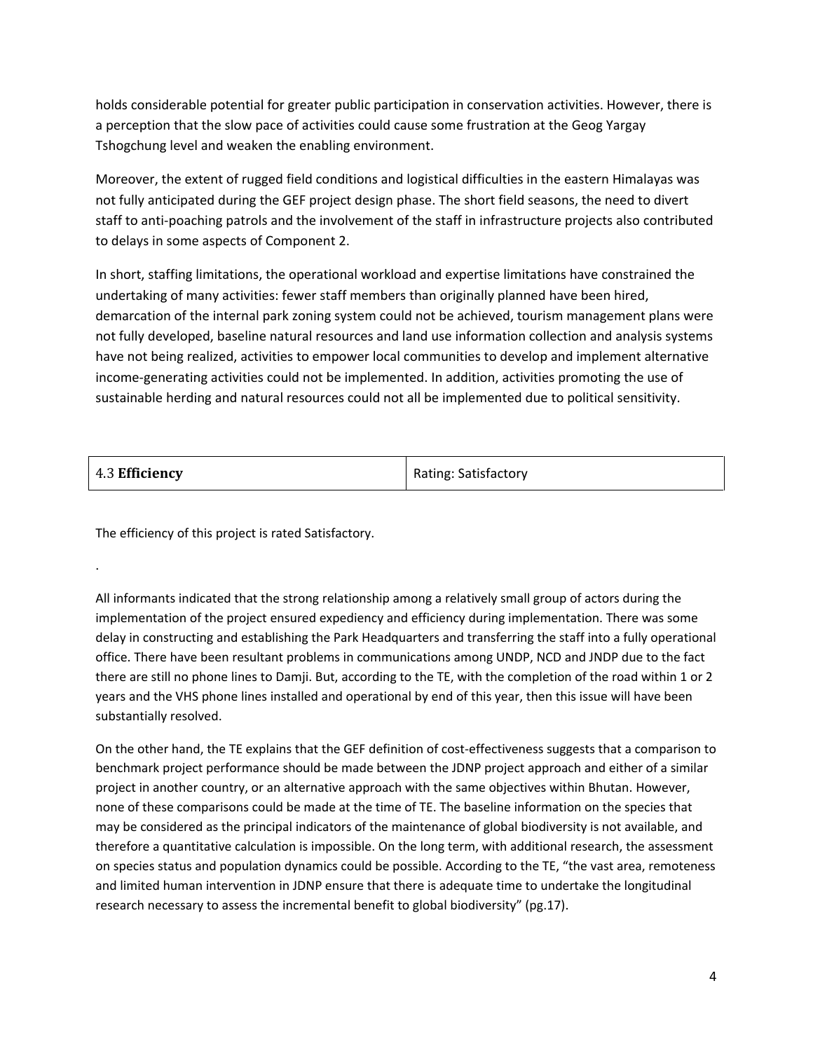holds considerable potential for greater public participation in conservation activities. However, there is a perception that the slow pace of activities could cause some frustration at the Geog Yargay Tshogchung level and weaken the enabling environment.

Moreover, the extent of rugged field conditions and logistical difficulties in the eastern Himalayas was not fully anticipated during the GEF project design phase. The short field seasons, the need to divert staff to anti-poaching patrols and the involvement of the staff in infrastructure projects also contributed to delays in some aspects of Component 2.

In short, staffing limitations, the operational workload and expertise limitations have constrained the undertaking of many activities: fewer staff members than originally planned have been hired, demarcation of the internal park zoning system could not be achieved, tourism management plans were not fully developed, baseline natural resources and land use information collection and analysis systems have not being realized, activities to empower local communities to develop and implement alternative income-generating activities could not be implemented. In addition, activities promoting the use of sustainable herding and natural resources could not all be implemented due to political sensitivity.

| 4.3 **Efficiency** | Rating: Satisfactory |
|---|---|

The efficiency of this project is rated Satisfactory.

.

All informants indicated that the strong relationship among a relatively small group of actors during the implementation of the project ensured expediency and efficiency during implementation. There was some delay in constructing and establishing the Park Headquarters and transferring the staff into a fully operational office. There have been resultant problems in communications among UNDP, NCD and JNDP due to the fact there are still no phone lines to Damji. But, according to the TE, with the completion of the road within 1 or 2 years and the VHS phone lines installed and operational by end of this year, then this issue will have been substantially resolved.

On the other hand, the TE explains that the GEF definition of cost-effectiveness suggests that a comparison to benchmark project performance should be made between the JDNP project approach and either of a similar project in another country, or an alternative approach with the same objectives within Bhutan. However, none of these comparisons could be made at the time of TE. The baseline information on the species that may be considered as the principal indicators of the maintenance of global biodiversity is not available, and therefore a quantitative calculation is impossible. On the long term, with additional research, the assessment on species status and population dynamics could be possible. According to the TE, "the vast area, remoteness and limited human intervention in JDNP ensure that there is adequate time to undertake the longitudinal research necessary to assess the incremental benefit to global biodiversity" (pg.17).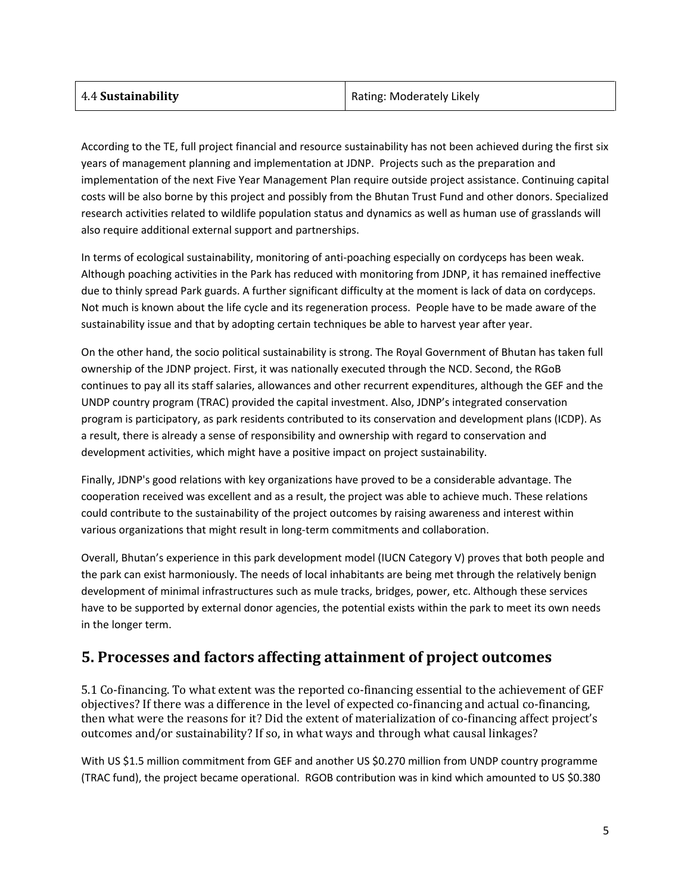| 4.4 **Sustainability** | Rating: Moderately Likely |
| --- | --- |

According to the TE, full project financial and resource sustainability has not been achieved during the first six years of management planning and implementation at JDNP. Projects such as the preparation and implementation of the next Five Year Management Plan require outside project assistance. Continuing capital costs will be also borne by this project and possibly from the Bhutan Trust Fund and other donors. Specialized research activities related to wildlife population status and dynamics as well as human use of grasslands will also require additional external support and partnerships.

In terms of ecological sustainability, monitoring of anti-poaching especially on cordyceps has been weak. Although poaching activities in the Park has reduced with monitoring from JDNP, it has remained ineffective due to thinly spread Park guards. A further significant difficulty at the moment is lack of data on cordyceps. Not much is known about the life cycle and its regeneration process. People have to be made aware of the sustainability issue and that by adopting certain techniques be able to harvest year after year.

On the other hand, the socio political sustainability is strong. The Royal Government of Bhutan has taken full ownership of the JDNP project. First, it was nationally executed through the NCD. Second, the RGoB continues to pay all its staff salaries, allowances and other recurrent expenditures, although the GEF and the UNDP country program (TRAC) provided the capital investment. Also, JDNP's integrated conservation program is participatory, as park residents contributed to its conservation and development plans (ICDP). As a result, there is already a sense of responsibility and ownership with regard to conservation and development activities, which might have a positive impact on project sustainability.

Finally, JDNP's good relations with key organizations have proved to be a considerable advantage. The cooperation received was excellent and as a result, the project was able to achieve much. These relations could contribute to the sustainability of the project outcomes by raising awareness and interest within various organizations that might result in long-term commitments and collaboration.

Overall, Bhutan's experience in this park development model (IUCN Category V) proves that both people and the park can exist harmoniously. The needs of local inhabitants are being met through the relatively benign development of minimal infrastructures such as mule tracks, bridges, power, etc. Although these services have to be supported by external donor agencies, the potential exists within the park to meet its own needs in the longer term.

## 5. Processes and factors affecting attainment of project outcomes

5.1 Co-financing. To what extent was the reported co-financing essential to the achievement of GEF objectives? If there was a difference in the level of expected co-financing and actual co-financing, then what were the reasons for it? Did the extent of materialization of co-financing affect project's outcomes and/or sustainability? If so, in what ways and through what causal linkages?

With US $1.5 million commitment from GEF and another US $0.270 million from UNDP country programme (TRAC fund), the project became operational. RGOB contribution was in kind which amounted to US $0.380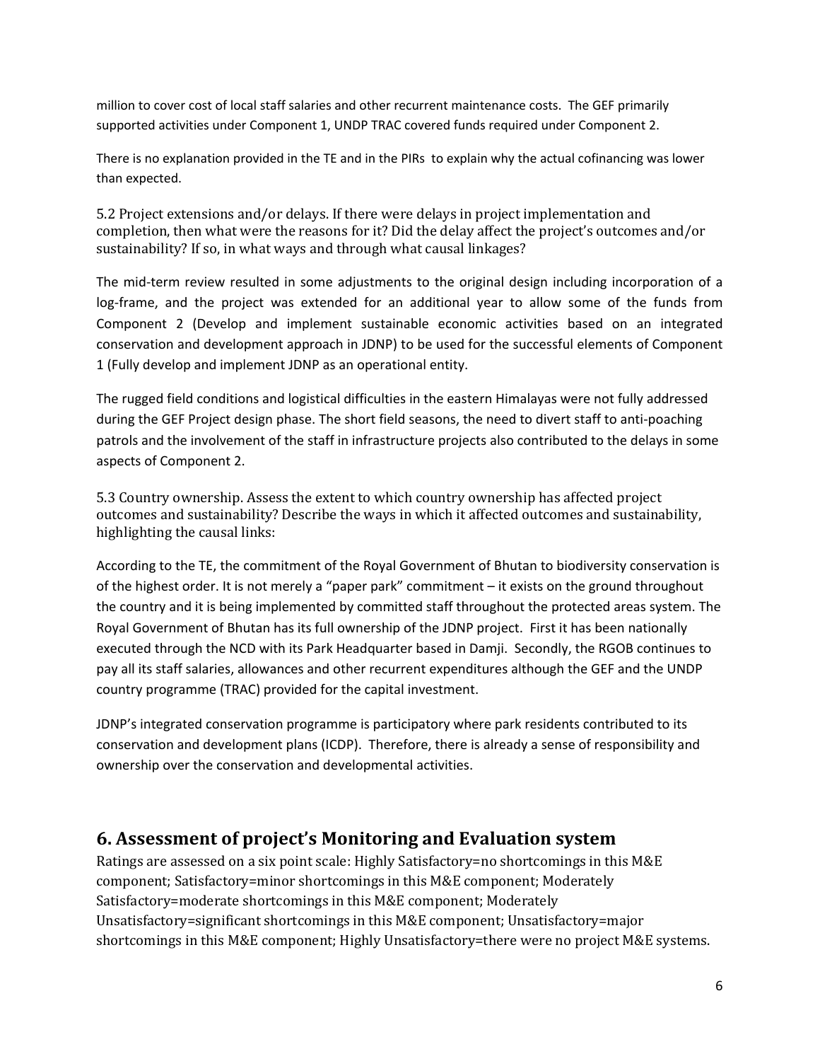million to cover cost of local staff salaries and other recurrent maintenance costs. The GEF primarily supported activities under Component 1, UNDP TRAC covered funds required under Component 2.

There is no explanation provided in the TE and in the PIRs to explain why the actual cofinancing was lower than expected.

5.2 Project extensions and/or delays. If there were delays in project implementation and completion, then what were the reasons for it? Did the delay affect the project's outcomes and/or sustainability? If so, in what ways and through what causal linkages?

The mid-term review resulted in some adjustments to the original design including incorporation of a log-frame, and the project was extended for an additional year to allow some of the funds from Component 2 (Develop and implement sustainable economic activities based on an integrated conservation and development approach in JDNP) to be used for the successful elements of Component 1 (Fully develop and implement JDNP as an operational entity.

The rugged field conditions and logistical difficulties in the eastern Himalayas were not fully addressed during the GEF Project design phase. The short field seasons, the need to divert staff to anti-poaching patrols and the involvement of the staff in infrastructure projects also contributed to the delays in some aspects of Component 2.

5.3 Country ownership. Assess the extent to which country ownership has affected project outcomes and sustainability? Describe the ways in which it affected outcomes and sustainability, highlighting the causal links:

According to the TE, the commitment of the Royal Government of Bhutan to biodiversity conservation is of the highest order. It is not merely a "paper park" commitment – it exists on the ground throughout the country and it is being implemented by committed staff throughout the protected areas system. The Royal Government of Bhutan has its full ownership of the JDNP project. First it has been nationally executed through the NCD with its Park Headquarter based in Damji. Secondly, the RGOB continues to pay all its staff salaries, allowances and other recurrent expenditures although the GEF and the UNDP country programme (TRAC) provided for the capital investment.

JDNP's integrated conservation programme is participatory where park residents contributed to its conservation and development plans (ICDP). Therefore, there is already a sense of responsibility and ownership over the conservation and developmental activities.

## 6. Assessment of project's Monitoring and Evaluation system

Ratings are assessed on a six point scale: Highly Satisfactory=no shortcomings in this M&E component; Satisfactory=minor shortcomings in this M&E component; Moderately Satisfactory=moderate shortcomings in this M&E component; Moderately Unsatisfactory=significant shortcomings in this M&E component; Unsatisfactory=major shortcomings in this M&E component; Highly Unsatisfactory=there were no project M&E systems.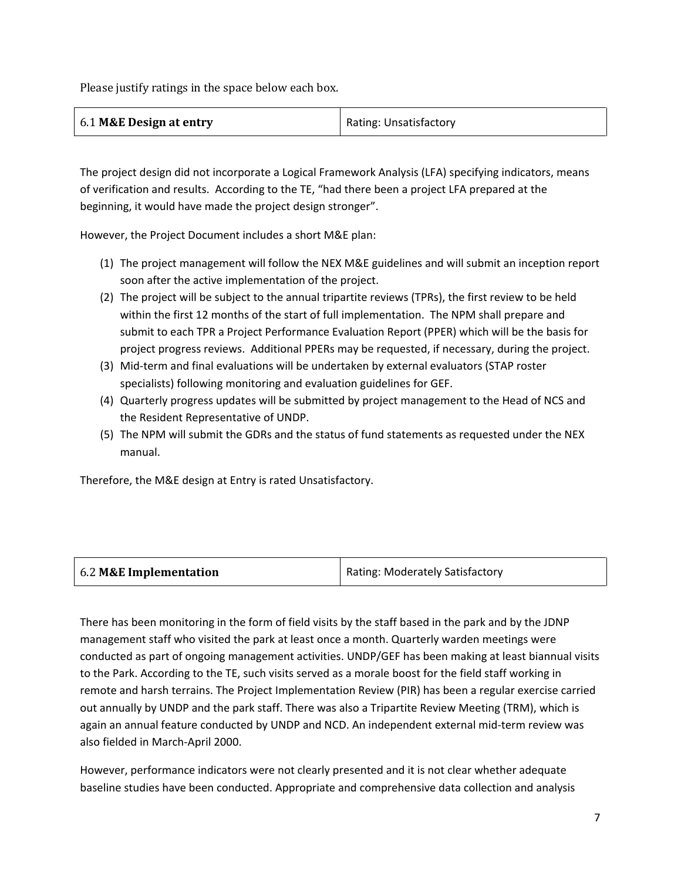Please justify ratings in the space below each box.

| 6.1 **M&E Design at entry** | Rating: Unsatisfactory |
|---|---|

The project design did not incorporate a Logical Framework Analysis (LFA) specifying indicators, means of verification and results. According to the TE, "had there been a project LFA prepared at the beginning, it would have made the project design stronger".

However, the Project Document includes a short M&E plan:

(1) The project management will follow the NEX M&E guidelines and will submit an inception report soon after the active implementation of the project.
(2) The project will be subject to the annual tripartite reviews (TPRs), the first review to be held within the first 12 months of the start of full implementation. The NPM shall prepare and submit to each TPR a Project Performance Evaluation Report (PPER) which will be the basis for project progress reviews. Additional PPERs may be requested, if necessary, during the project.
(3) Mid-term and final evaluations will be undertaken by external evaluators (STAP roster specialists) following monitoring and evaluation guidelines for GEF.
(4) Quarterly progress updates will be submitted by project management to the Head of NCS and the Resident Representative of UNDP.
(5) The NPM will submit the GDRs and the status of fund statements as requested under the NEX manual.

Therefore, the M&E design at Entry is rated Unsatisfactory.

| 6.2 **M&E Implementation** | Rating: Moderately Satisfactory |
|---|---|

There has been monitoring in the form of field visits by the staff based in the park and by the JDNP management staff who visited the park at least once a month. Quarterly warden meetings were conducted as part of ongoing management activities. UNDP/GEF has been making at least biannual visits to the Park. According to the TE, such visits served as a morale boost for the field staff working in remote and harsh terrains. The Project Implementation Review (PIR) has been a regular exercise carried out annually by UNDP and the park staff. There was also a Tripartite Review Meeting (TRM), which is again an annual feature conducted by UNDP and NCD. An independent external mid-term review was also fielded in March-April 2000.

However, performance indicators were not clearly presented and it is not clear whether adequate baseline studies have been conducted. Appropriate and comprehensive data collection and analysis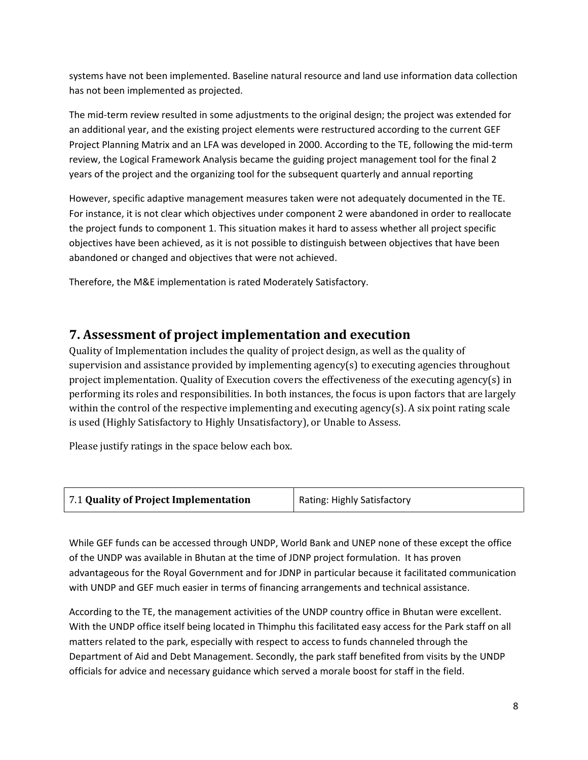systems have not been implemented. Baseline natural resource and land use information data collection has not been implemented as projected.

The mid-term review resulted in some adjustments to the original design; the project was extended for an additional year, and the existing project elements were restructured according to the current GEF Project Planning Matrix and an LFA was developed in 2000. According to the TE, following the mid-term review, the Logical Framework Analysis became the guiding project management tool for the final 2 years of the project and the organizing tool for the subsequent quarterly and annual reporting

However, specific adaptive management measures taken were not adequately documented in the TE. For instance, it is not clear which objectives under component 2 were abandoned in order to reallocate the project funds to component 1. This situation makes it hard to assess whether all project specific objectives have been achieved, as it is not possible to distinguish between objectives that have been abandoned or changed and objectives that were not achieved.

Therefore, the M&E implementation is rated Moderately Satisfactory.

## 7. Assessment of project implementation and execution

Quality of Implementation includes the quality of project design, as well as the quality of supervision and assistance provided by implementing agency(s) to executing agencies throughout project implementation. Quality of Execution covers the effectiveness of the executing agency(s) in performing its roles and responsibilities. In both instances, the focus is upon factors that are largely within the control of the respective implementing and executing agency(s). A six point rating scale is used (Highly Satisfactory to Highly Unsatisfactory), or Unable to Assess.

Please justify ratings in the space below each box.

| 7.1 **Quality of Project Implementation** | Rating: Highly Satisfactory |
|---|---|

While GEF funds can be accessed through UNDP, World Bank and UNEP none of these except the office of the UNDP was available in Bhutan at the time of JDNP project formulation. It has proven advantageous for the Royal Government and for JDNP in particular because it facilitated communication with UNDP and GEF much easier in terms of financing arrangements and technical assistance.

According to the TE, the management activities of the UNDP country office in Bhutan were excellent. With the UNDP office itself being located in Thimphu this facilitated easy access for the Park staff on all matters related to the park, especially with respect to access to funds channeled through the Department of Aid and Debt Management. Secondly, the park staff benefited from visits by the UNDP officials for advice and necessary guidance which served a morale boost for staff in the field.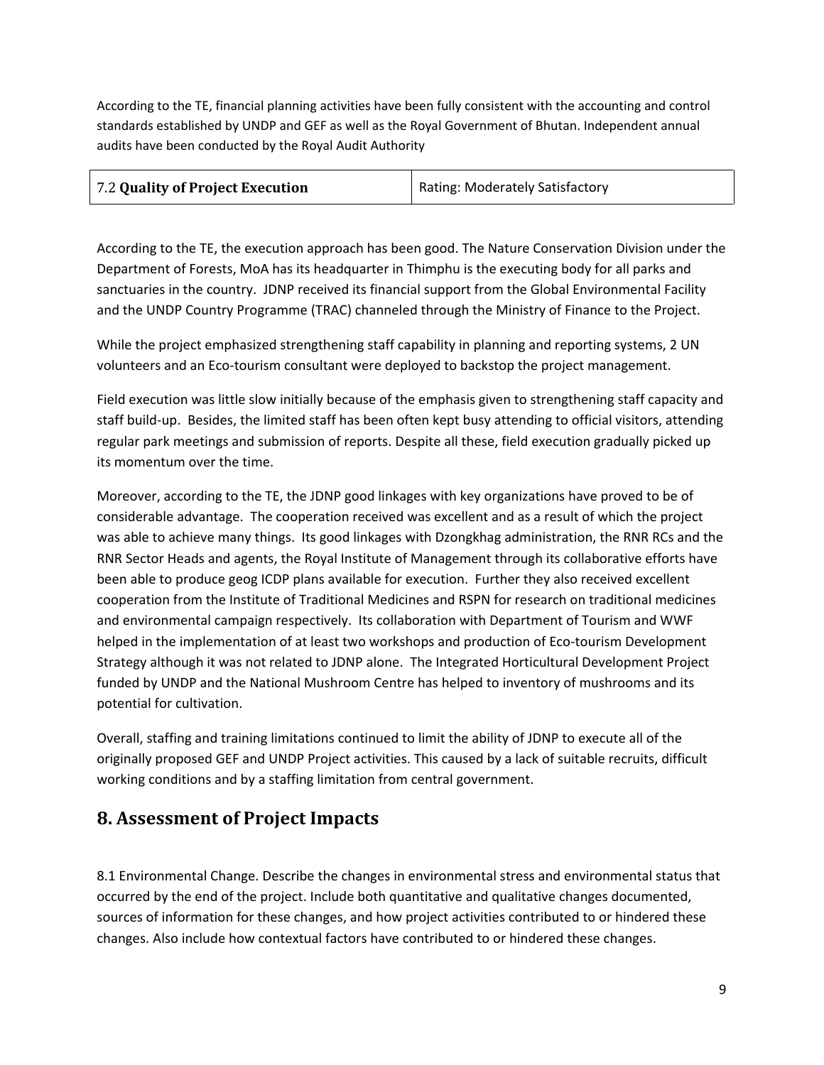According to the TE, financial planning activities have been fully consistent with the accounting and control standards established by UNDP and GEF as well as the Royal Government of Bhutan. Independent annual audits have been conducted by the Royal Audit Authority

| 7.2 **Quality of Project Execution** | Rating: Moderately Satisfactory |
|---|---|

According to the TE, the execution approach has been good. The Nature Conservation Division under the Department of Forests, MoA has its headquarter in Thimphu is the executing body for all parks and sanctuaries in the country. JDNP received its financial support from the Global Environmental Facility and the UNDP Country Programme (TRAC) channeled through the Ministry of Finance to the Project.

While the project emphasized strengthening staff capability in planning and reporting systems, 2 UN volunteers and an Eco-tourism consultant were deployed to backstop the project management.

Field execution was little slow initially because of the emphasis given to strengthening staff capacity and staff build-up. Besides, the limited staff has been often kept busy attending to official visitors, attending regular park meetings and submission of reports. Despite all these, field execution gradually picked up its momentum over the time.

Moreover, according to the TE, the JDNP good linkages with key organizations have proved to be of considerable advantage. The cooperation received was excellent and as a result of which the project was able to achieve many things. Its good linkages with Dzongkhag administration, the RNR RCs and the RNR Sector Heads and agents, the Royal Institute of Management through its collaborative efforts have been able to produce geog ICDP plans available for execution. Further they also received excellent cooperation from the Institute of Traditional Medicines and RSPN for research on traditional medicines and environmental campaign respectively. Its collaboration with Department of Tourism and WWF helped in the implementation of at least two workshops and production of Eco-tourism Development Strategy although it was not related to JDNP alone. The Integrated Horticultural Development Project funded by UNDP and the National Mushroom Centre has helped to inventory of mushrooms and its potential for cultivation.

Overall, staffing and training limitations continued to limit the ability of JDNP to execute all of the originally proposed GEF and UNDP Project activities. This caused by a lack of suitable recruits, difficult working conditions and by a staffing limitation from central government.

# 8. Assessment of Project Impacts

8.1 Environmental Change. Describe the changes in environmental stress and environmental status that occurred by the end of the project. Include both quantitative and qualitative changes documented, sources of information for these changes, and how project activities contributed to or hindered these changes. Also include how contextual factors have contributed to or hindered these changes.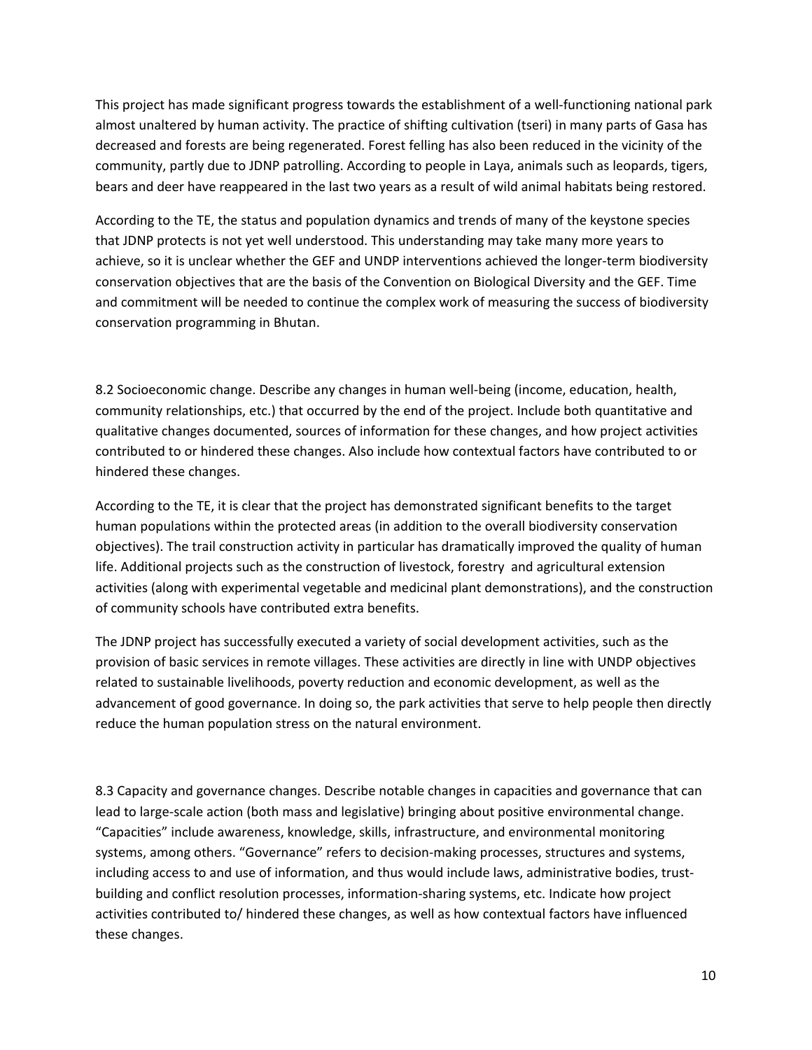This project has made significant progress towards the establishment of a well-functioning national park almost unaltered by human activity. The practice of shifting cultivation (tseri) in many parts of Gasa has decreased and forests are being regenerated. Forest felling has also been reduced in the vicinity of the community, partly due to JDNP patrolling. According to people in Laya, animals such as leopards, tigers, bears and deer have reappeared in the last two years as a result of wild animal habitats being restored.

According to the TE, the status and population dynamics and trends of many of the keystone species that JDNP protects is not yet well understood. This understanding may take many more years to achieve, so it is unclear whether the GEF and UNDP interventions achieved the longer-term biodiversity conservation objectives that are the basis of the Convention on Biological Diversity and the GEF. Time and commitment will be needed to continue the complex work of measuring the success of biodiversity conservation programming in Bhutan.

8.2 Socioeconomic change. Describe any changes in human well-being (income, education, health, community relationships, etc.) that occurred by the end of the project. Include both quantitative and qualitative changes documented, sources of information for these changes, and how project activities contributed to or hindered these changes. Also include how contextual factors have contributed to or hindered these changes.

According to the TE, it is clear that the project has demonstrated significant benefits to the target human populations within the protected areas (in addition to the overall biodiversity conservation objectives). The trail construction activity in particular has dramatically improved the quality of human life. Additional projects such as the construction of livestock, forestry and agricultural extension activities (along with experimental vegetable and medicinal plant demonstrations), and the construction of community schools have contributed extra benefits.

The JDNP project has successfully executed a variety of social development activities, such as the provision of basic services in remote villages. These activities are directly in line with UNDP objectives related to sustainable livelihoods, poverty reduction and economic development, as well as the advancement of good governance. In doing so, the park activities that serve to help people then directly reduce the human population stress on the natural environment.

8.3 Capacity and governance changes. Describe notable changes in capacities and governance that can lead to large-scale action (both mass and legislative) bringing about positive environmental change. "Capacities" include awareness, knowledge, skills, infrastructure, and environmental monitoring systems, among others. "Governance" refers to decision-making processes, structures and systems, including access to and use of information, and thus would include laws, administrative bodies, trust-building and conflict resolution processes, information-sharing systems, etc. Indicate how project activities contributed to/ hindered these changes, as well as how contextual factors have influenced these changes.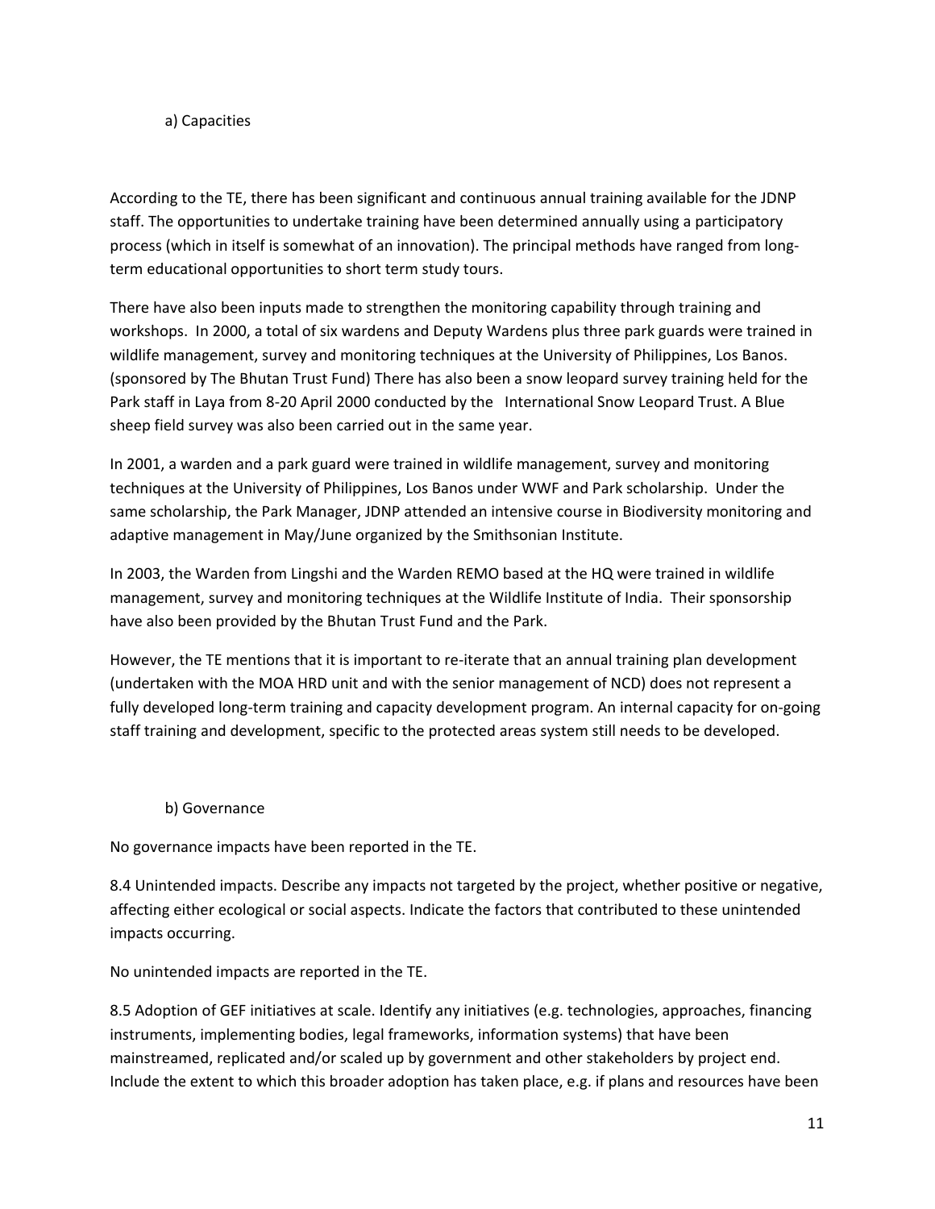a) Capacities

According to the TE, there has been significant and continuous annual training available for the JDNP staff. The opportunities to undertake training have been determined annually using a participatory process (which in itself is somewhat of an innovation). The principal methods have ranged from long-term educational opportunities to short term study tours.

There have also been inputs made to strengthen the monitoring capability through training and workshops. In 2000, a total of six wardens and Deputy Wardens plus three park guards were trained in wildlife management, survey and monitoring techniques at the University of Philippines, Los Banos. (sponsored by The Bhutan Trust Fund) There has also been a snow leopard survey training held for the Park staff in Laya from 8-20 April 2000 conducted by the International Snow Leopard Trust. A Blue sheep field survey was also been carried out in the same year.

In 2001, a warden and a park guard were trained in wildlife management, survey and monitoring techniques at the University of Philippines, Los Banos under WWF and Park scholarship. Under the same scholarship, the Park Manager, JDNP attended an intensive course in Biodiversity monitoring and adaptive management in May/June organized by the Smithsonian Institute.

In 2003, the Warden from Lingshi and the Warden REMO based at the HQ were trained in wildlife management, survey and monitoring techniques at the Wildlife Institute of India. Their sponsorship have also been provided by the Bhutan Trust Fund and the Park.

However, the TE mentions that it is important to re-iterate that an annual training plan development (undertaken with the MOA HRD unit and with the senior management of NCD) does not represent a fully developed long-term training and capacity development program. An internal capacity for on-going staff training and development, specific to the protected areas system still needs to be developed.

b) Governance

No governance impacts have been reported in the TE.

8.4 Unintended impacts. Describe any impacts not targeted by the project, whether positive or negative, affecting either ecological or social aspects. Indicate the factors that contributed to these unintended impacts occurring.

No unintended impacts are reported in the TE.

8.5 Adoption of GEF initiatives at scale. Identify any initiatives (e.g. technologies, approaches, financing instruments, implementing bodies, legal frameworks, information systems) that have been mainstreamed, replicated and/or scaled up by government and other stakeholders by project end. Include the extent to which this broader adoption has taken place, e.g. if plans and resources have been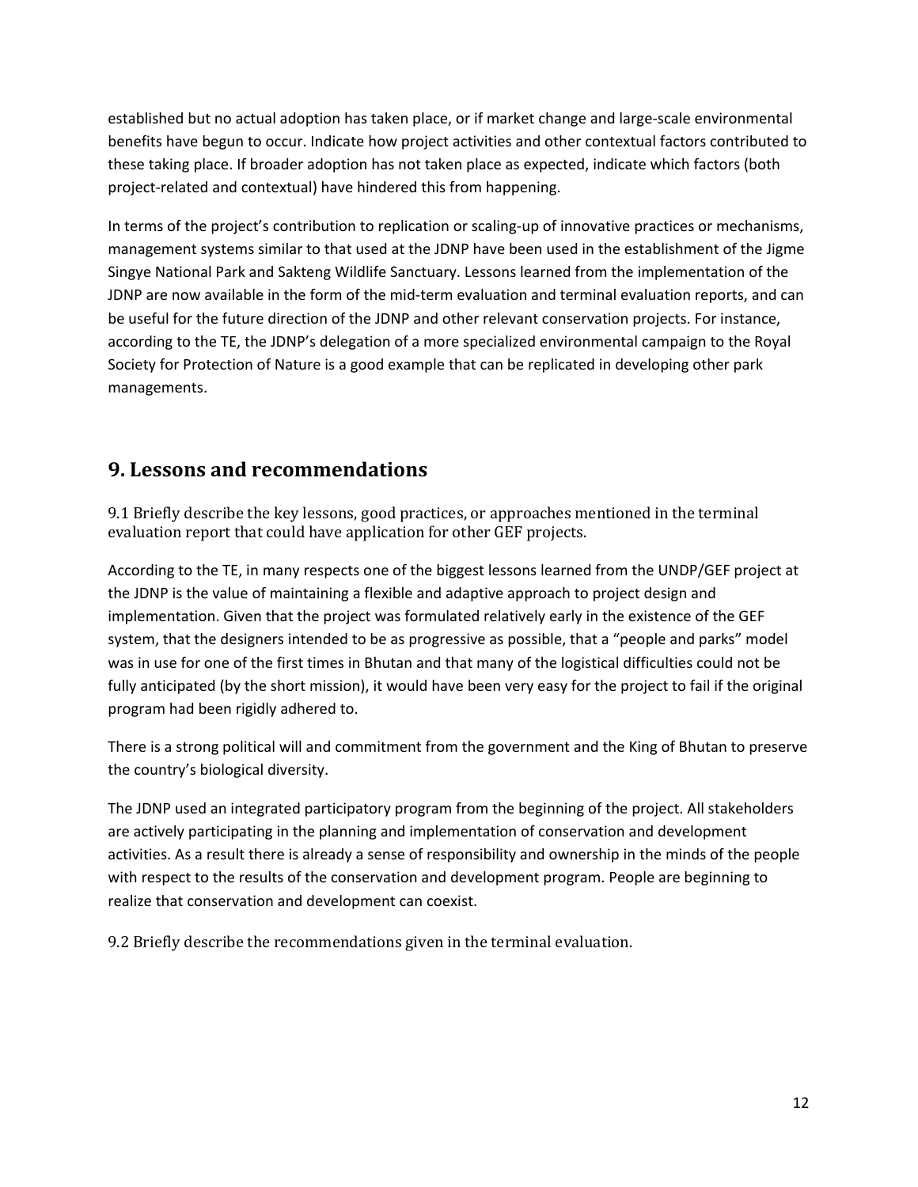established but no actual adoption has taken place, or if market change and large-scale environmental benefits have begun to occur. Indicate how project activities and other contextual factors contributed to these taking place. If broader adoption has not taken place as expected, indicate which factors (both project-related and contextual) have hindered this from happening.

In terms of the project's contribution to replication or scaling-up of innovative practices or mechanisms, management systems similar to that used at the JDNP have been used in the establishment of the Jigme Singye National Park and Sakteng Wildlife Sanctuary. Lessons learned from the implementation of the JDNP are now available in the form of the mid-term evaluation and terminal evaluation reports, and can be useful for the future direction of the JDNP and other relevant conservation projects. For instance, according to the TE, the JDNP's delegation of a more specialized environmental campaign to the Royal Society for Protection of Nature is a good example that can be replicated in developing other park managements.

## 9. Lessons and recommendations

9.1 Briefly describe the key lessons, good practices, or approaches mentioned in the terminal evaluation report that could have application for other GEF projects.

According to the TE, in many respects one of the biggest lessons learned from the UNDP/GEF project at the JDNP is the value of maintaining a flexible and adaptive approach to project design and implementation. Given that the project was formulated relatively early in the existence of the GEF system, that the designers intended to be as progressive as possible, that a "people and parks" model was in use for one of the first times in Bhutan and that many of the logistical difficulties could not be fully anticipated (by the short mission), it would have been very easy for the project to fail if the original program had been rigidly adhered to.

There is a strong political will and commitment from the government and the King of Bhutan to preserve the country's biological diversity.

The JDNP used an integrated participatory program from the beginning of the project. All stakeholders are actively participating in the planning and implementation of conservation and development activities. As a result there is already a sense of responsibility and ownership in the minds of the people with respect to the results of the conservation and development program. People are beginning to realize that conservation and development can coexist.

9.2 Briefly describe the recommendations given in the terminal evaluation.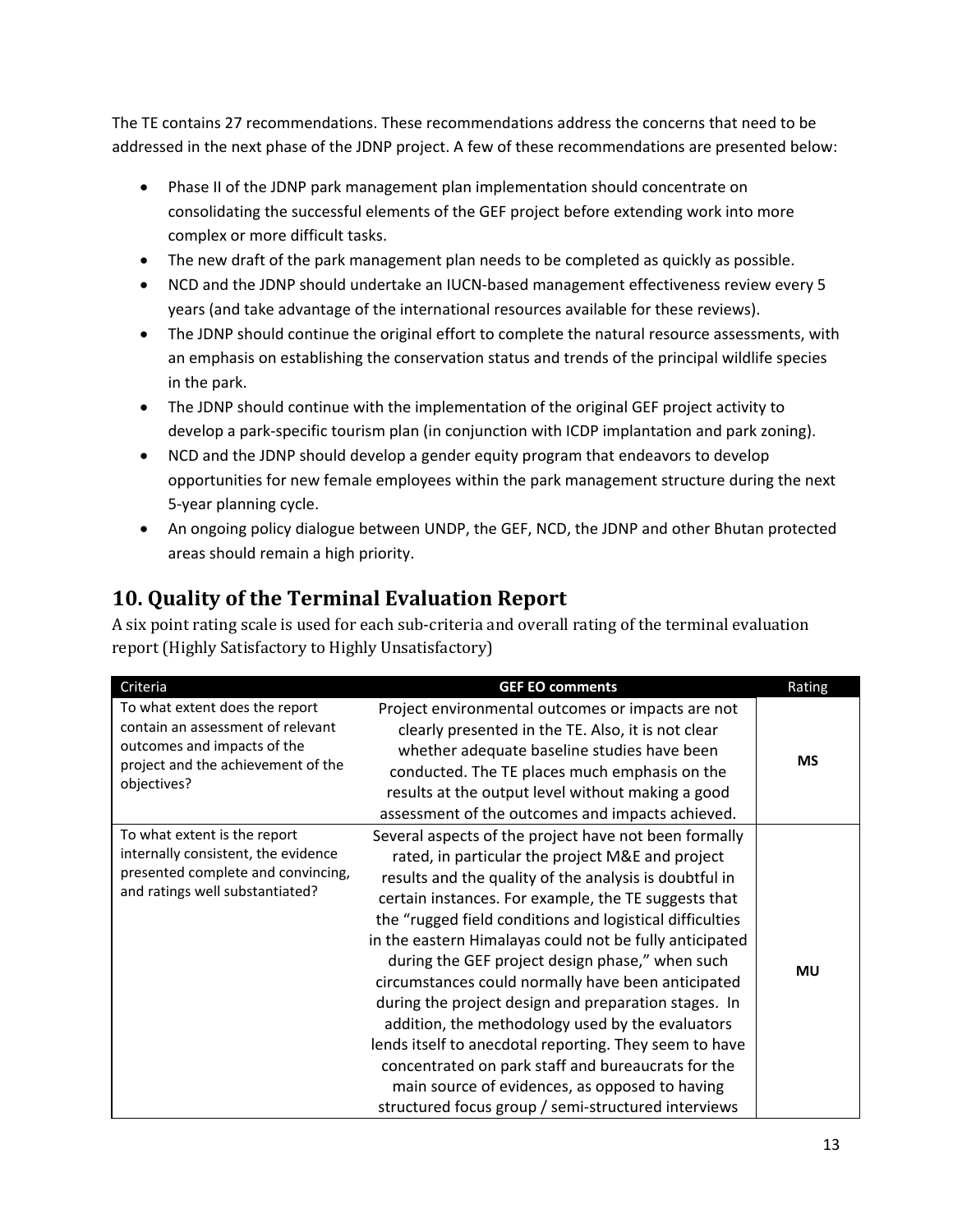The TE contains 27 recommendations. These recommendations address the concerns that need to be addressed in the next phase of the JDNP project. A few of these recommendations are presented below:

- Phase II of the JDNP park management plan implementation should concentrate on consolidating the successful elements of the GEF project before extending work into more complex or more difficult tasks.
- The new draft of the park management plan needs to be completed as quickly as possible.
- NCD and the JDNP should undertake an IUCN-based management effectiveness review every 5 years (and take advantage of the international resources available for these reviews).
- The JDNP should continue the original effort to complete the natural resource assessments, with an emphasis on establishing the conservation status and trends of the principal wildlife species in the park.
- The JDNP should continue with the implementation of the original GEF project activity to develop a park-specific tourism plan (in conjunction with ICDP implantation and park zoning).
- NCD and the JDNP should develop a gender equity program that endeavors to develop opportunities for new female employees within the park management structure during the next 5-year planning cycle.
- An ongoing policy dialogue between UNDP, the GEF, NCD, the JDNP and other Bhutan protected areas should remain a high priority.

## 10. Quality of the Terminal Evaluation Report

A six point rating scale is used for each sub-criteria and overall rating of the terminal evaluation report (Highly Satisfactory to Highly Unsatisfactory)

| Criteria | GEF EO comments | Rating |
|---|---|---|
| To what extent does the report contain an assessment of relevant outcomes and impacts of the project and the achievement of the objectives? | Project environmental outcomes or impacts are not clearly presented in the TE. Also, it is not clear whether adequate baseline studies have been conducted. The TE places much emphasis on the results at the output level without making a good assessment of the outcomes and impacts achieved. | **MS** |
| To what extent is the report internally consistent, the evidence presented complete and convincing, and ratings well substantiated? | Several aspects of the project have not been formally rated, in particular the project M&E and project results and the quality of the analysis is doubtful in certain instances. For example, the TE suggests that the "rugged field conditions and logistical difficulties in the eastern Himalayas could not be fully anticipated during the GEF project design phase," when such circumstances could normally have been anticipated during the project design and preparation stages. In addition, the methodology used by the evaluators lends itself to anecdotal reporting. They seem to have concentrated on park staff and bureaucrats for the main source of evidences, as opposed to having structured focus group / semi-structured interviews | **MU** |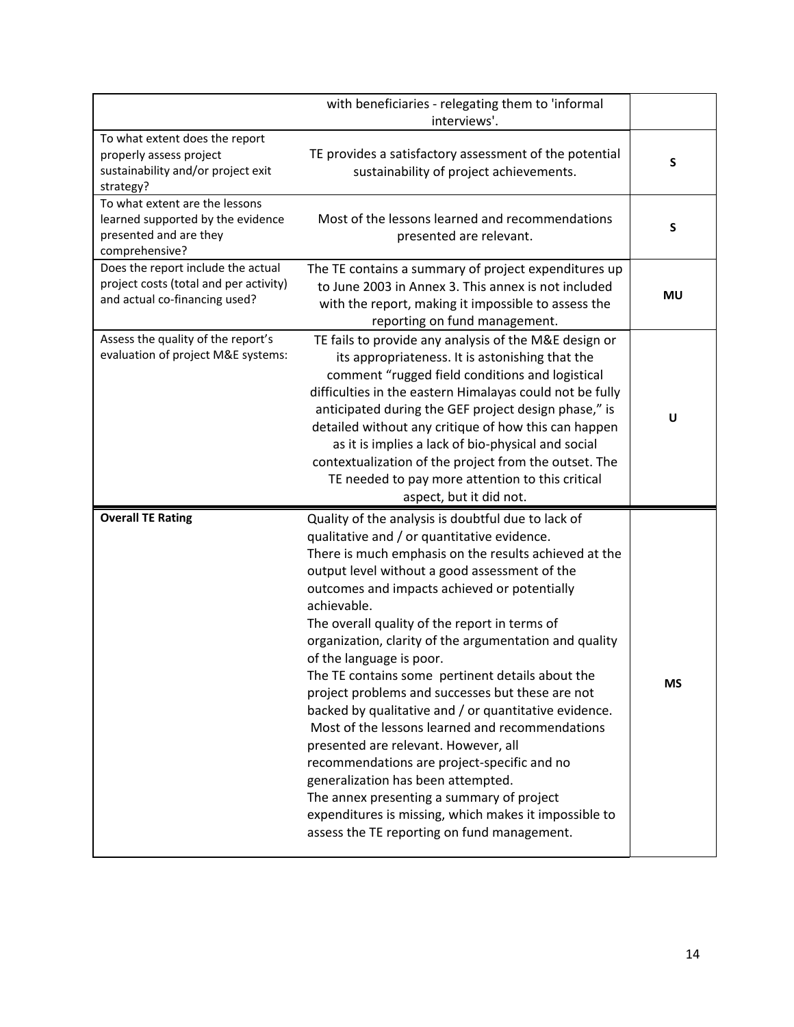| | | |
|---|---|---|
| | with beneficiaries - relegating them to 'informal interviews'. | |
| To what extent does the report properly assess project sustainability and/or project exit strategy? | TE provides a satisfactory assessment of the potential sustainability of project achievements. | **S** |
| To what extent are the lessons learned supported by the evidence presented and are they comprehensive? | Most of the lessons learned and recommendations presented are relevant. | **S** |
| Does the report include the actual project costs (total and per activity) and actual co-financing used? | The TE contains a summary of project expenditures up to June 2003 in Annex 3. This annex is not included with the report, making it impossible to assess the reporting on fund management. | **MU** |
| Assess the quality of the report's evaluation of project M&E systems: | TE fails to provide any analysis of the M&E design or its appropriateness. It is astonishing that the comment "rugged field conditions and logistical difficulties in the eastern Himalayas could not be fully anticipated during the GEF project design phase," is detailed without any critique of how this can happen as it is implies a lack of bio-physical and social contextualization of the project from the outset. The TE needed to pay more attention to this critical aspect, but it did not. | **U** |
| **Overall TE Rating** | Quality of the analysis is doubtful due to lack of qualitative and / or quantitative evidence.<br>There is much emphasis on the results achieved at the output level without a good assessment of the outcomes and impacts achieved or potentially achievable.<br>The overall quality of the report in terms of organization, clarity of the argumentation and quality of the language is poor.<br>The TE contains some pertinent details about the project problems and successes but these are not backed by qualitative and / or quantitative evidence.<br>Most of the lessons learned and recommendations presented are relevant. However, all recommendations are project-specific and no generalization has been attempted.<br>The annex presenting a summary of project expenditures is missing, which makes it impossible to assess the TE reporting on fund management. | **MS** |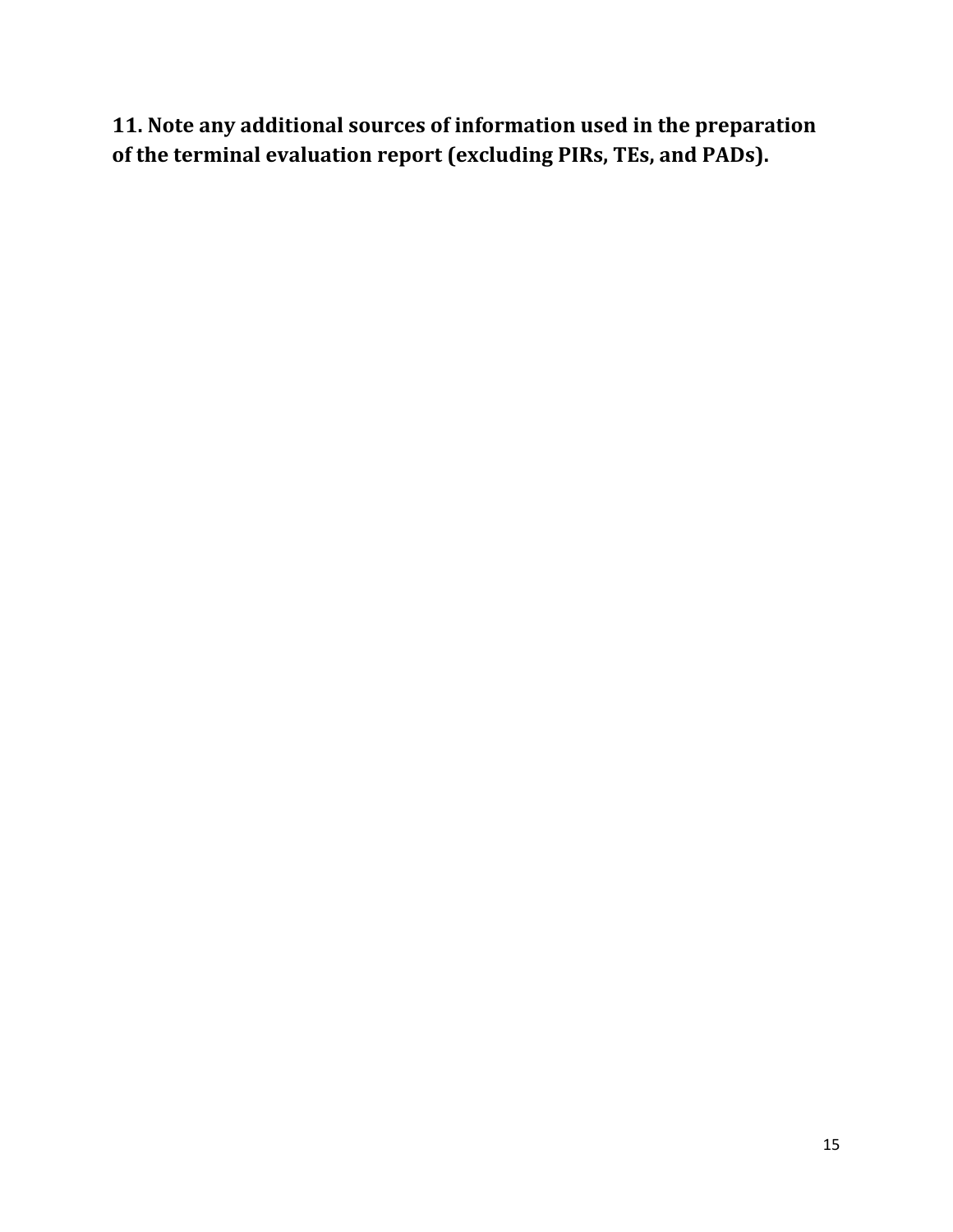**11. Note any additional sources of information used in the preparation of the terminal evaluation report (excluding PIRs, TEs, and PADs).**